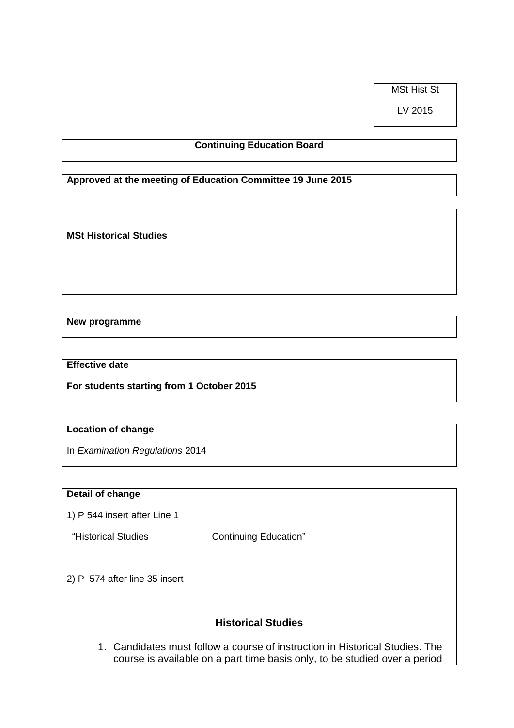MSt Hist St

LV 2015

**Continuing Education Board**

**Approved at the meeting of Education Committee 19 June 2015**

**MSt Historical Studies**

**New programme**

**Effective date**

**For students starting from 1 October 2015**

**Location of change**

In *Examination Regulations* 2014

**Detail of change**

1) P 544 insert after Line 1

"Historical Studies Continuing Education"

2) P 574 after line 35 insert

### Historical Studies

1. Candidates must follow a course of instruction in Historical Studies. The course is available on a part time basis only, to be studied over a period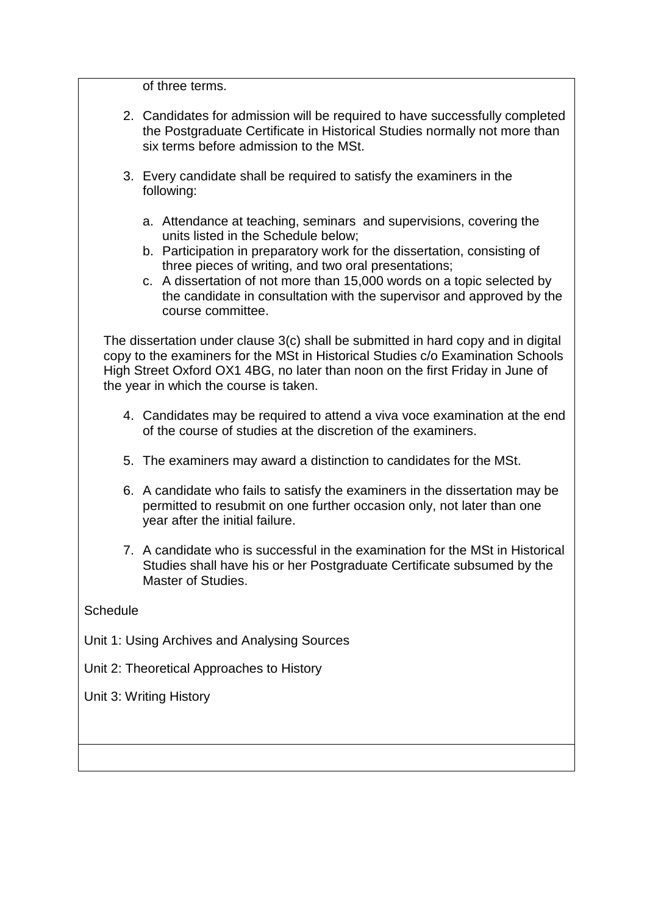of three terms.

2. Candidates for admission will be required to have successfully completed the Postgraduate Certificate in Historical Studies normally not more than six terms before admission to the MSt.

3. Every candidate shall be required to satisfy the examiners in the following:

    a. Attendance at teaching, seminars and supervisions, covering the units listed in the Schedule below;
    b. Participation in preparatory work for the dissertation, consisting of three pieces of writing, and two oral presentations;
    c. A dissertation of not more than 15,000 words on a topic selected by the candidate in consultation with the supervisor and approved by the course committee.

The dissertation under clause 3(c) shall be submitted in hard copy and in digital copy to the examiners for the MSt in Historical Studies c/o Examination Schools High Street Oxford OX1 4BG, no later than noon on the first Friday in June of the year in which the course is taken.

4. Candidates may be required to attend a viva voce examination at the end of the course of studies at the discretion of the examiners.

5. The examiners may award a distinction to candidates for the MSt.

6. A candidate who fails to satisfy the examiners in the dissertation may be permitted to resubmit on one further occasion only, not later than one year after the initial failure.

7. A candidate who is successful in the examination for the MSt in Historical Studies shall have his or her Postgraduate Certificate subsumed by the Master of Studies.

Schedule

Unit 1: Using Archives and Analysing Sources

Unit 2: Theoretical Approaches to History

Unit 3: Writing History